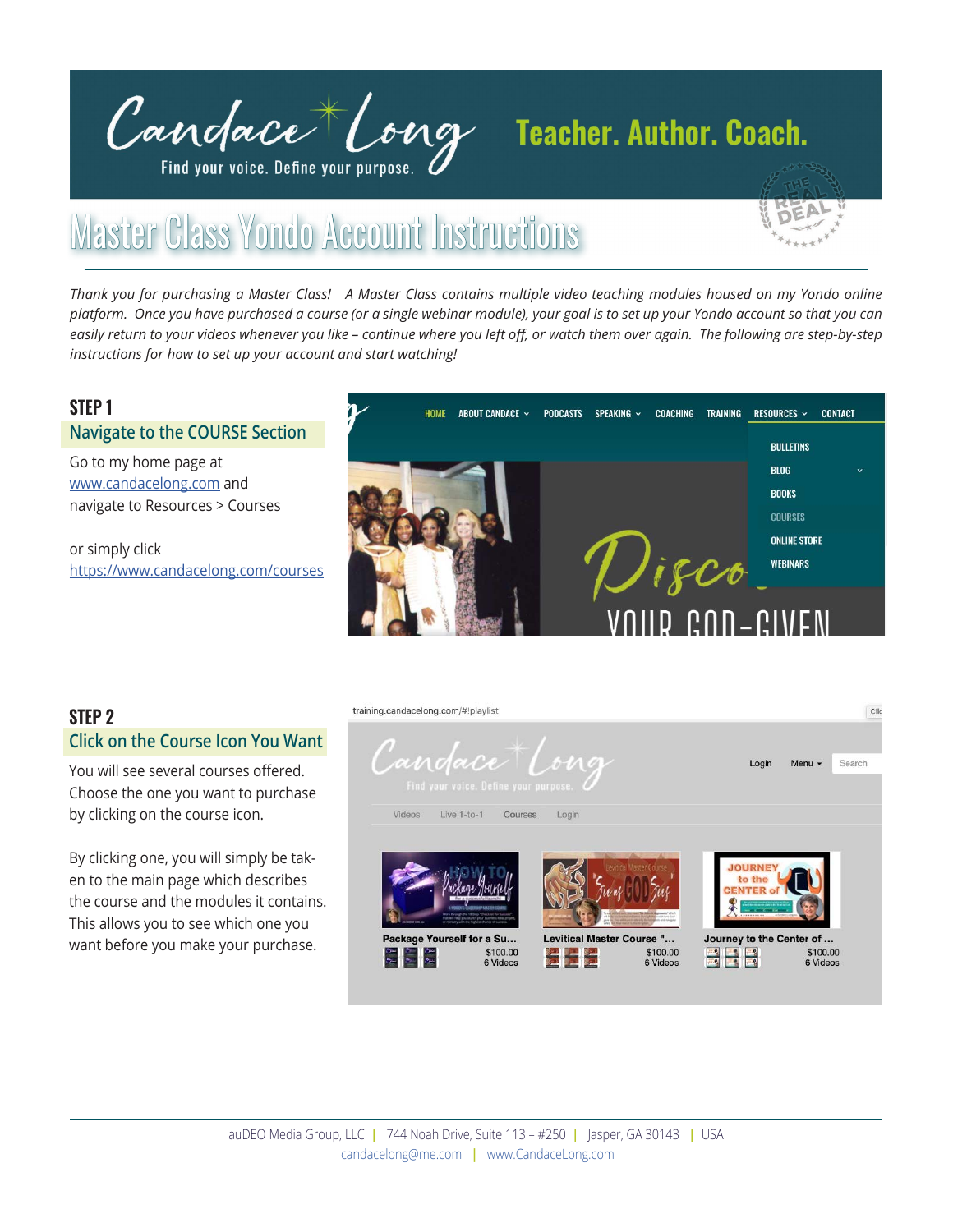# Master Class Yondo Account Instructions

Candace Long — Find your voice. Define your purpose.

**Teacher. Author. Coach.**

*Thank you for purchasing a Master Class! A Master Class contains multiple video teaching modules housed on my Yondo online platform. Once you have purchased a course (or a single webinar module), your goal is to set up your Yondo account so that you can easily return to your videos whenever you like – continue where you left off, or watch them over again. The following are step-by-step instructions for how to set up your account and start watching!*

## STEP 1

### Navigate to the COURSE Section

Go to my home page at www.candacelong.com and navigate to Resources > Courses

or simply click https://www.candacelong.com/courses

## STEP 2

### Click on the Course Icon You Want

You will see several courses offered. Choose the one you want to purchase by clicking on the course icon.

By clicking one, you will simply be taken to the main page which describes the course and the modules it contains. This allows you to see which one you want before you make your purchase.

auDEO Media Group, LLC | 744 Noah Drive, Suite 113 – #250 | Jasper, GA 30143 | USA
candacelong@me.com | www.CandaceLong.com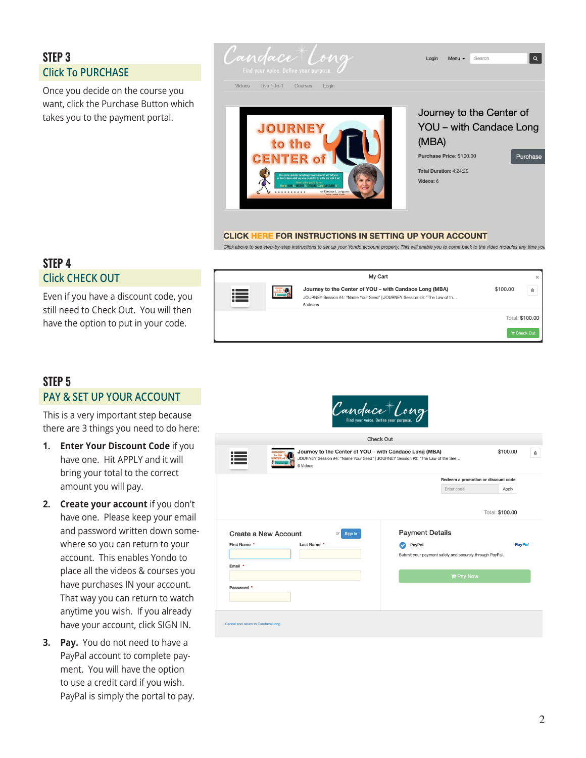## STEP 3

### Click To PURCHASE

Once you decide on the course you want, click the Purchase Button which takes you to the payment portal.

## STEP 4

### Click CHECK OUT

Even if you have a discount code, you still need to Check Out. You will then have the option to put in your code.

## STEP 5

### PAY & SET UP YOUR ACCOUNT

This is a very important step because there are 3 things you need to do here:

1. **Enter Your Discount Code** if you have one. Hit APPLY and it will bring your total to the correct amount you will pay.
2. **Create your account** if you don't have one. Please keep your email and password written down somewhere so you can return to your account. This enables Yondo to place all the videos & courses you have purchases IN your account. That way you can return to watch anytime you wish. If you already have your account, click SIGN IN.
3. **Pay.** You do not need to have a PayPal account to complete payment. You will have the option to use a credit card if you wish. PayPal is simply the portal to pay.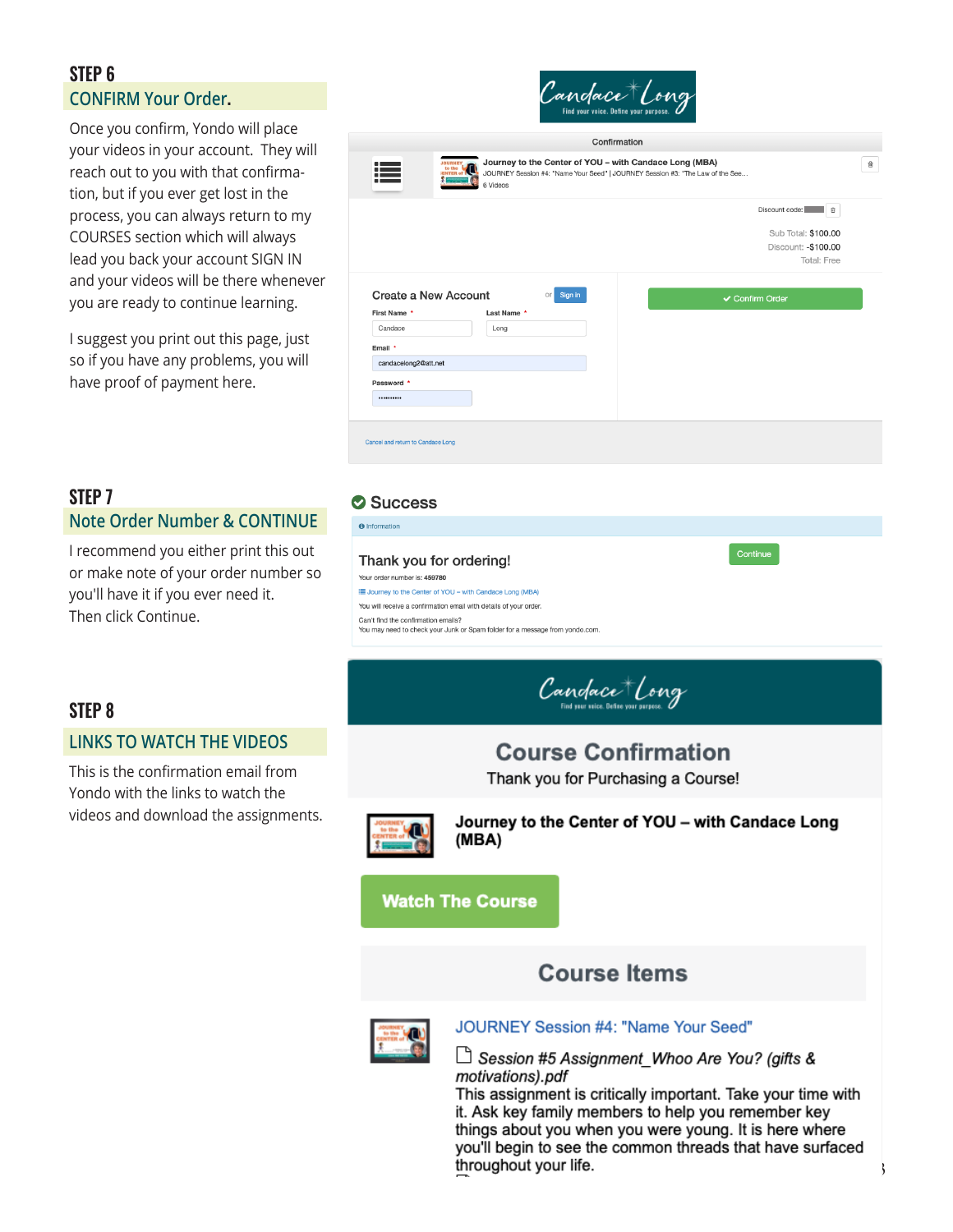## STEP 6

### CONFIRM Your Order.

Once you confirm, Yondo will place your videos in your account. They will reach out to you with that confirmation, but if you ever get lost in the process, you can always return to my COURSES section which will always lead you back your account SIGN IN and your videos will be there whenever you are ready to continue learning.

I suggest you print out this page, just so if you have any problems, you will have proof of payment here.

Candace Long
Find your voice. Define your purpose.

Confirmation

Journey to the Center of YOU – with Candace Long (MBA)
JOURNEY Session #4: "Name Your Seed" | JOURNEY Session #3: "The Law of the See...
6 Videos

Discount code:

Sub Total: $100.00
Discount: -$100.00
Total: Free

Create a New Account or Sign In

First Name * Candace
Last Name * Long
Email * candacelong2@att.net
Password *

✔ Confirm Order

Cancel and return to Candace Long

## STEP 7

### Note Order Number & CONTINUE

I recommend you either print this out or make note of your order number so you'll have it if you ever need it.
Then click Continue.

**Success**

Information

Thank you for ordering!

Continue

Your order number is: **459780**

Journey to the Center of YOU – with Candace Long (MBA)

You will receive a confirmation email with details of your order.

Can't find the confirmation emails?
You may need to check your Junk or Spam folder for a message from yondo.com.

## STEP 8

### LINKS TO WATCH THE VIDEOS

This is the confirmation email from Yondo with the links to watch the videos and download the assignments.

Candace Long
Find your voice. Define your purpose.

**Course Confirmation**

Thank you for Purchasing a Course!

**Journey to the Center of YOU – with Candace Long (MBA)**

**Watch The Course**

**Course Items**

JOURNEY Session #4: "Name Your Seed"

*Session #5 Assignment_Whoo Are You? (gifts & motivations).pdf*

This assignment is critically important. Take your time with it. Ask key family members to help you remember key things about you when you were young. It is here where you'll begin to see the common threads that have surfaced throughout your life.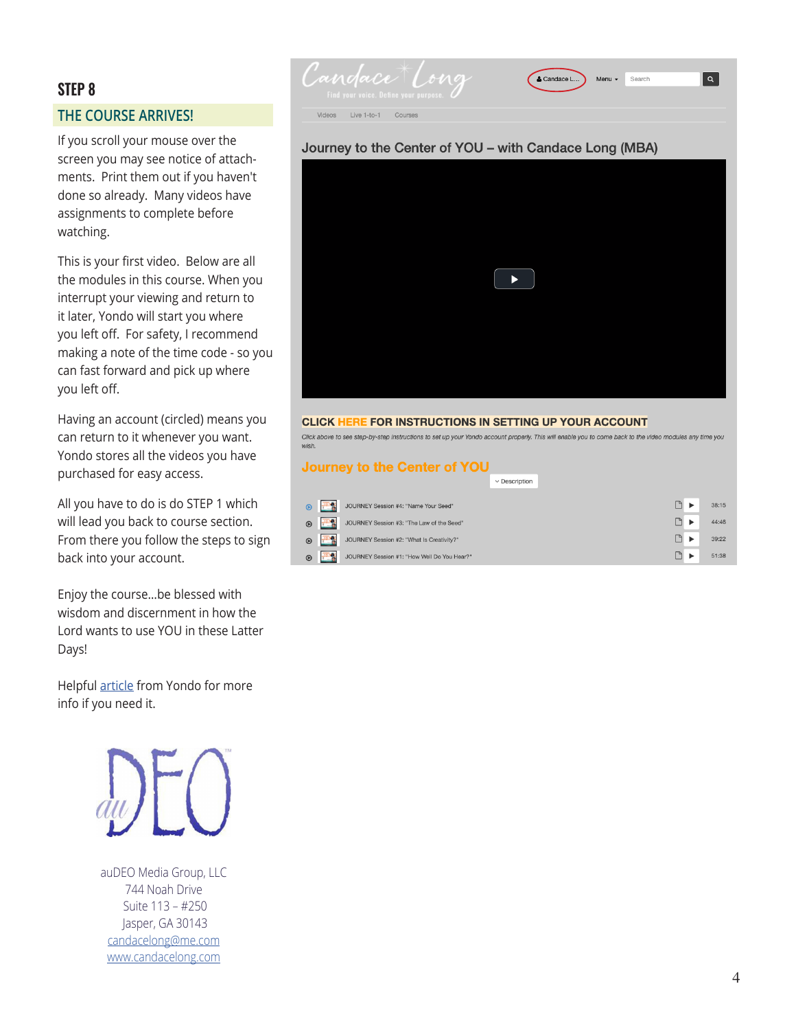## STEP 8

### THE COURSE ARRIVES!

If you scroll your mouse over the screen you may see notice of attachments. Print them out if you haven't done so already. Many videos have assignments to complete before watching.

This is your first video. Below are all the modules in this course. When you interrupt your viewing and return to it later, Yondo will start you where you left off. For safety, I recommend making a note of the time code - so you can fast forward and pick up where you left off.

Having an account (circled) means you can return to it whenever you want. Yondo stores all the videos you have purchased for easy access.

All you have to do is do STEP 1 which will lead you back to course section. From there you follow the steps to sign back into your account.

Enjoy the course...be blessed with wisdom and discernment in how the Lord wants to use YOU in these Latter Days!

Helpful article from Yondo for more info if you need it.

Candace Long
Find your voice. Define your purpose.

Candace L... Menu Search

Videos Live 1-to-1 Courses

Journey to the Center of YOU – with Candace Long (MBA)

**CLICK HERE FOR INSTRUCTIONS IN SETTING UP YOUR ACCOUNT**

*Click above to see step-by-step instructions to set up your Yondo account properly. This will enable you to come back to the video modules any time you wish.*

Journey to the Center of YOU

Description

JOURNEY Session #4: "Name Your Seed" 38:15

JOURNEY Session #3: "The Law of the Seed" 44:46

JOURNEY Session #2: "What Is Creativity?" 39:22

JOURNEY Session #1: "How Well Do You Hear?" 51:38

auDEO

auDEO Media Group, LLC
744 Noah Drive
Suite 113 – #250
Jasper, GA 30143
candacelong@me.com
www.candacelong.com